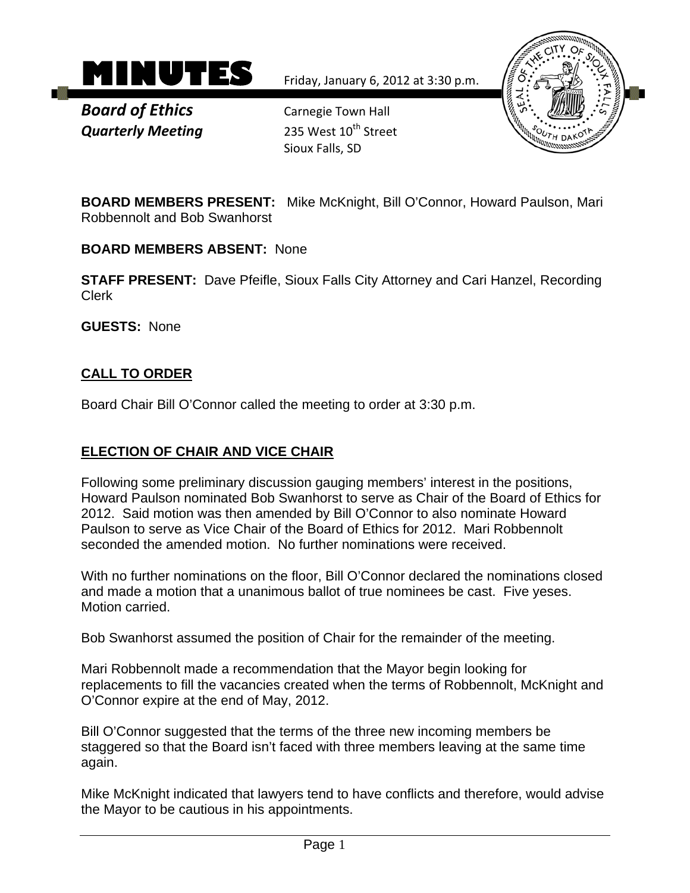# MINUTES

Friday, January 6, 2012 at 3:30 p.m.

***Board of Ethics***
***Quarterly Meeting***

Carnegie Town Hall
235 West 10th Street
Sioux Falls, SD

**BOARD MEMBERS PRESENT:** Mike McKnight, Bill O'Connor, Howard Paulson, Mari Robbennolt and Bob Swanhorst

**BOARD MEMBERS ABSENT:** None

**STAFF PRESENT:** Dave Pfeifle, Sioux Falls City Attorney and Cari Hanzel, Recording Clerk

**GUESTS:** None

## CALL TO ORDER

Board Chair Bill O'Connor called the meeting to order at 3:30 p.m.

## ELECTION OF CHAIR AND VICE CHAIR

Following some preliminary discussion gauging members' interest in the positions, Howard Paulson nominated Bob Swanhorst to serve as Chair of the Board of Ethics for 2012. Said motion was then amended by Bill O'Connor to also nominate Howard Paulson to serve as Vice Chair of the Board of Ethics for 2012. Mari Robbennolt seconded the amended motion. No further nominations were received.

With no further nominations on the floor, Bill O'Connor declared the nominations closed and made a motion that a unanimous ballot of true nominees be cast. Five yeses. Motion carried.

Bob Swanhorst assumed the position of Chair for the remainder of the meeting.

Mari Robbennolt made a recommendation that the Mayor begin looking for replacements to fill the vacancies created when the terms of Robbennolt, McKnight and O'Connor expire at the end of May, 2012.

Bill O'Connor suggested that the terms of the three new incoming members be staggered so that the Board isn't faced with three members leaving at the same time again.

Mike McKnight indicated that lawyers tend to have conflicts and therefore, would advise the Mayor to be cautious in his appointments.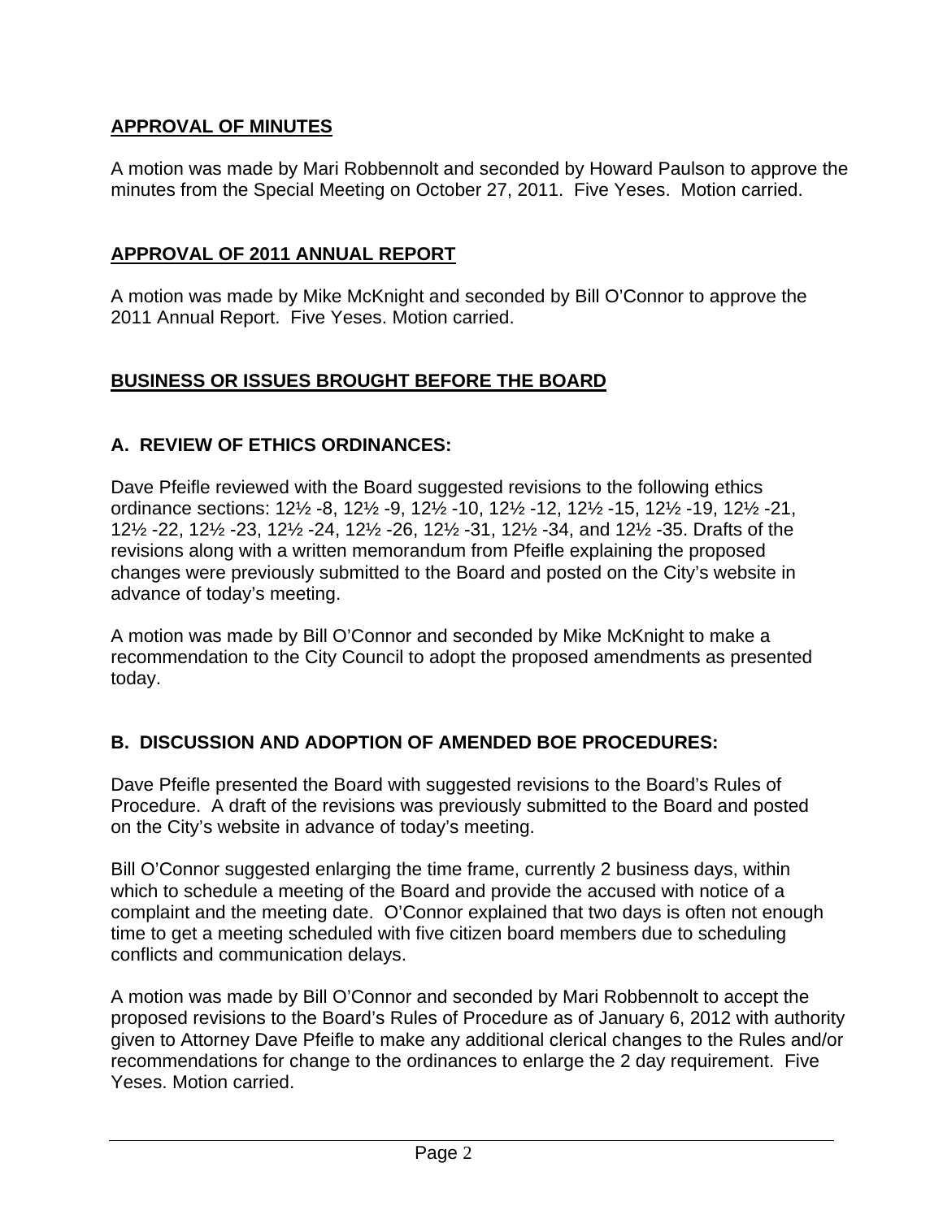## **APPROVAL OF MINUTES**

A motion was made by Mari Robbennolt and seconded by Howard Paulson to approve the minutes from the Special Meeting on October 27, 2011. Five Yeses. Motion carried.

## **APPROVAL OF 2011 ANNUAL REPORT**

A motion was made by Mike McKnight and seconded by Bill O'Connor to approve the 2011 Annual Report. Five Yeses. Motion carried.

## **BUSINESS OR ISSUES BROUGHT BEFORE THE BOARD**

### **A. REVIEW OF ETHICS ORDINANCES:**

Dave Pfeifle reviewed with the Board suggested revisions to the following ethics ordinance sections: 12½ -8, 12½ -9, 12½ -10, 12½ -12, 12½ -15, 12½ -19, 12½ -21, 12½ -22, 12½ -23, 12½ -24, 12½ -26, 12½ -31, 12½ -34, and 12½ -35. Drafts of the revisions along with a written memorandum from Pfeifle explaining the proposed changes were previously submitted to the Board and posted on the City's website in advance of today's meeting.

A motion was made by Bill O'Connor and seconded by Mike McKnight to make a recommendation to the City Council to adopt the proposed amendments as presented today.

### **B. DISCUSSION AND ADOPTION OF AMENDED BOE PROCEDURES:**

Dave Pfeifle presented the Board with suggested revisions to the Board's Rules of Procedure. A draft of the revisions was previously submitted to the Board and posted on the City's website in advance of today's meeting.

Bill O'Connor suggested enlarging the time frame, currently 2 business days, within which to schedule a meeting of the Board and provide the accused with notice of a complaint and the meeting date. O'Connor explained that two days is often not enough time to get a meeting scheduled with five citizen board members due to scheduling conflicts and communication delays.

A motion was made by Bill O'Connor and seconded by Mari Robbennolt to accept the proposed revisions to the Board's Rules of Procedure as of January 6, 2012 with authority given to Attorney Dave Pfeifle to make any additional clerical changes to the Rules and/or recommendations for change to the ordinances to enlarge the 2 day requirement. Five Yeses. Motion carried.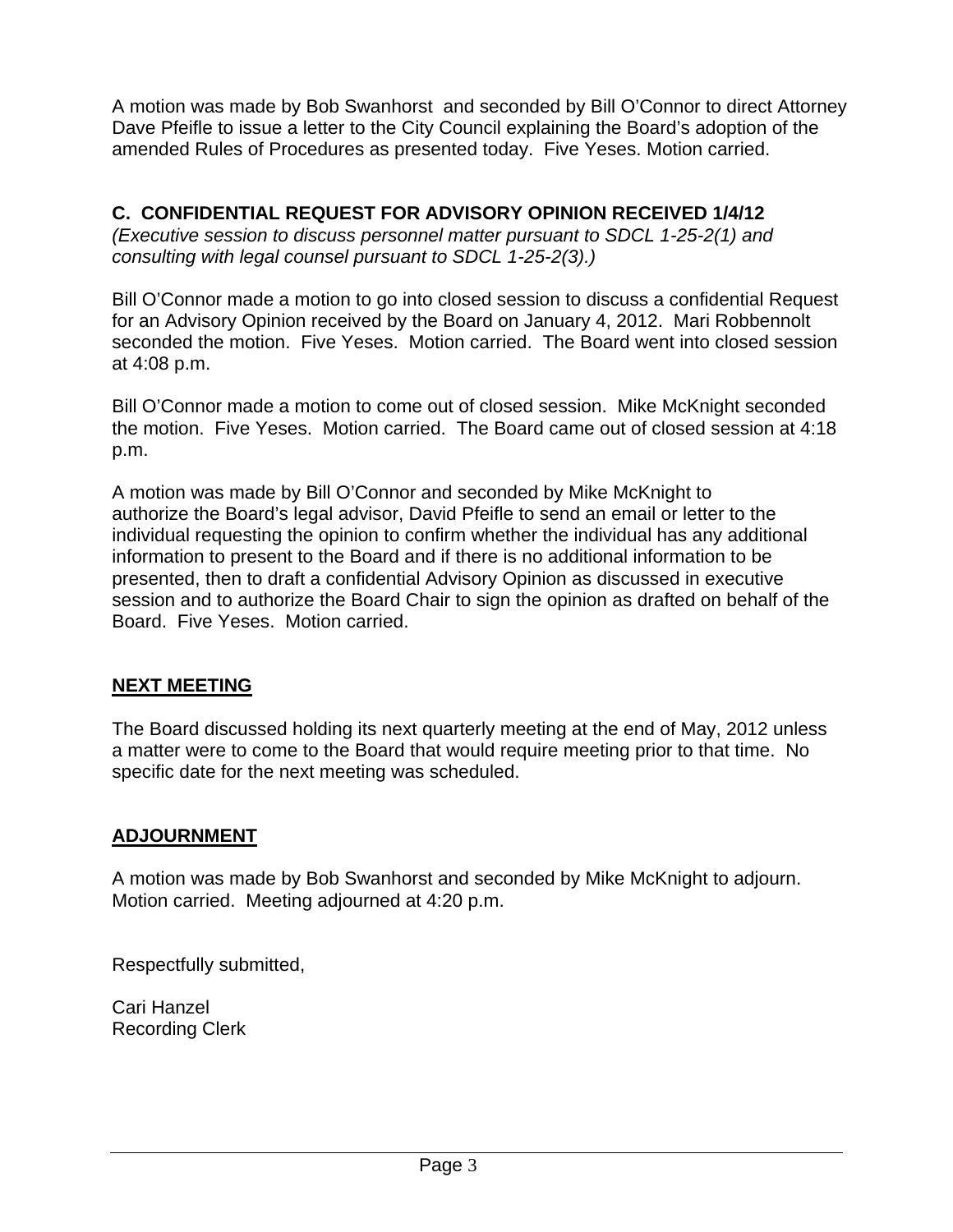A motion was made by Bob Swanhorst and seconded by Bill O'Connor to direct Attorney Dave Pfeifle to issue a letter to the City Council explaining the Board's adoption of the amended Rules of Procedures as presented today. Five Yeses. Motion carried.

### C. CONFIDENTIAL REQUEST FOR ADVISORY OPINION RECEIVED 1/4/12

*(Executive session to discuss personnel matter pursuant to SDCL 1-25-2(1) and consulting with legal counsel pursuant to SDCL 1-25-2(3).)*

Bill O'Connor made a motion to go into closed session to discuss a confidential Request for an Advisory Opinion received by the Board on January 4, 2012. Mari Robbennolt seconded the motion. Five Yeses. Motion carried. The Board went into closed session at 4:08 p.m.

Bill O'Connor made a motion to come out of closed session. Mike McKnight seconded the motion. Five Yeses. Motion carried. The Board came out of closed session at 4:18 p.m.

A motion was made by Bill O'Connor and seconded by Mike McKnight to authorize the Board's legal advisor, David Pfeifle to send an email or letter to the individual requesting the opinion to confirm whether the individual has any additional information to present to the Board and if there is no additional information to be presented, then to draft a confidential Advisory Opinion as discussed in executive session and to authorize the Board Chair to sign the opinion as drafted on behalf of the Board. Five Yeses. Motion carried.

## NEXT MEETING

The Board discussed holding its next quarterly meeting at the end of May, 2012 unless a matter were to come to the Board that would require meeting prior to that time. No specific date for the next meeting was scheduled.

## ADJOURNMENT

A motion was made by Bob Swanhorst and seconded by Mike McKnight to adjourn. Motion carried. Meeting adjourned at 4:20 p.m.

Respectfully submitted,

Cari Hanzel
Recording Clerk